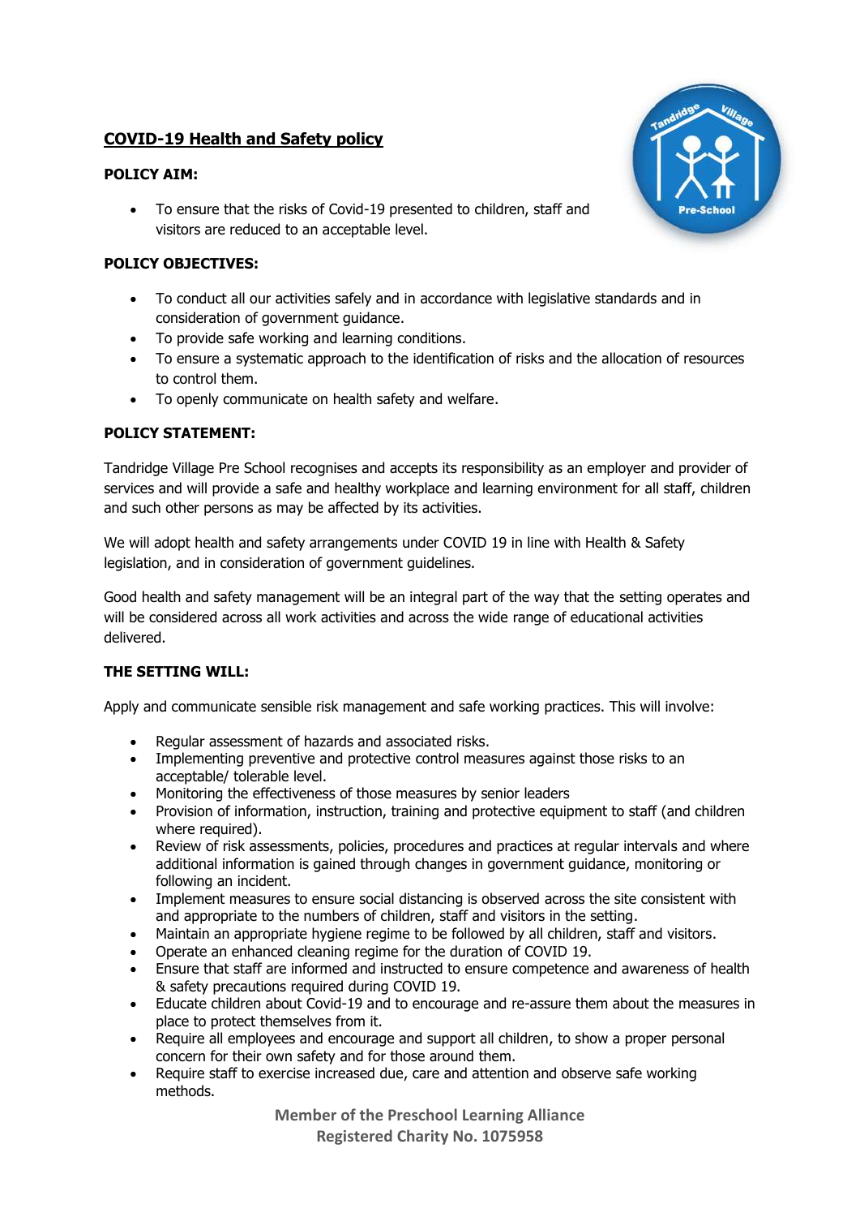# COVID-19 Health and Safety policy

**POLICY AIM:**

- To ensure that the risks of Covid-19 presented to children, staff and visitors are reduced to an acceptable level.

**POLICY OBJECTIVES:**

- To conduct all our activities safely and in accordance with legislative standards and in consideration of government guidance.
- To provide safe working and learning conditions.
- To ensure a systematic approach to the identification of risks and the allocation of resources to control them.
- To openly communicate on health safety and welfare.

**POLICY STATEMENT:**

Tandridge Village Pre School recognises and accepts its responsibility as an employer and provider of services and will provide a safe and healthy workplace and learning environment for all staff, children and such other persons as may be affected by its activities.

We will adopt health and safety arrangements under COVID 19 in line with Health & Safety legislation, and in consideration of government guidelines.

Good health and safety management will be an integral part of the way that the setting operates and will be considered across all work activities and across the wide range of educational activities delivered.

**THE SETTING WILL:**

Apply and communicate sensible risk management and safe working practices. This will involve:

- Regular assessment of hazards and associated risks.
- Implementing preventive and protective control measures against those risks to an acceptable/ tolerable level.
- Monitoring the effectiveness of those measures by senior leaders
- Provision of information, instruction, training and protective equipment to staff (and children where required).
- Review of risk assessments, policies, procedures and practices at regular intervals and where additional information is gained through changes in government guidance, monitoring or following an incident.
- Implement measures to ensure social distancing is observed across the site consistent with and appropriate to the numbers of children, staff and visitors in the setting.
- Maintain an appropriate hygiene regime to be followed by all children, staff and visitors.
- Operate an enhanced cleaning regime for the duration of COVID 19.
- Ensure that staff are informed and instructed to ensure competence and awareness of health & safety precautions required during COVID 19.
- Educate children about Covid-19 and to encourage and re-assure them about the measures in place to protect themselves from it.
- Require all employees and encourage and support all children, to show a proper personal concern for their own safety and for those around them.
- Require staff to exercise increased due, care and attention and observe safe working methods.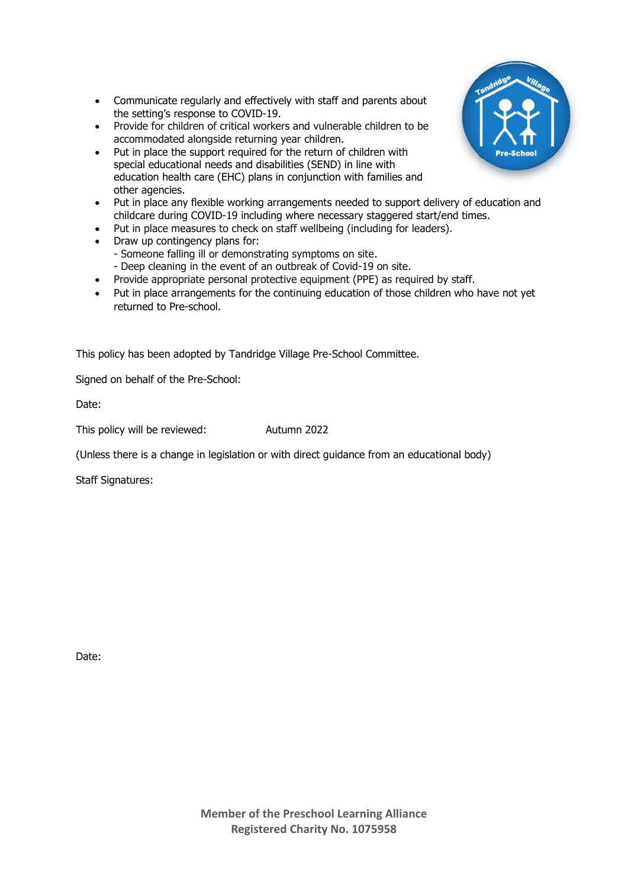- Communicate regularly and effectively with staff and parents about the setting's response to COVID-19.
- Provide for children of critical workers and vulnerable children to be accommodated alongside returning year children.
- Put in place the support required for the return of children with special educational needs and disabilities (SEND) in line with education health care (EHC) plans in conjunction with families and other agencies.
- Put in place any flexible working arrangements needed to support delivery of education and childcare during COVID-19 including where necessary staggered start/end times.
- Put in place measures to check on staff wellbeing (including for leaders).
- Draw up contingency plans for:
  - Someone falling ill or demonstrating symptoms on site.
  - Deep cleaning in the event of an outbreak of Covid-19 on site.
- Provide appropriate personal protective equipment (PPE) as required by staff.
- Put in place arrangements for the continuing education of those children who have not yet returned to Pre-school.

This policy has been adopted by Tandridge Village Pre-School Committee.

Signed on behalf of the Pre-School:

Date:

This policy will be reviewed: Autumn 2022

(Unless there is a change in legislation or with direct guidance from an educational body)

Staff Signatures:

Date:

**Member of the Preschool Learning Alliance**
**Registered Charity No. 1075958**